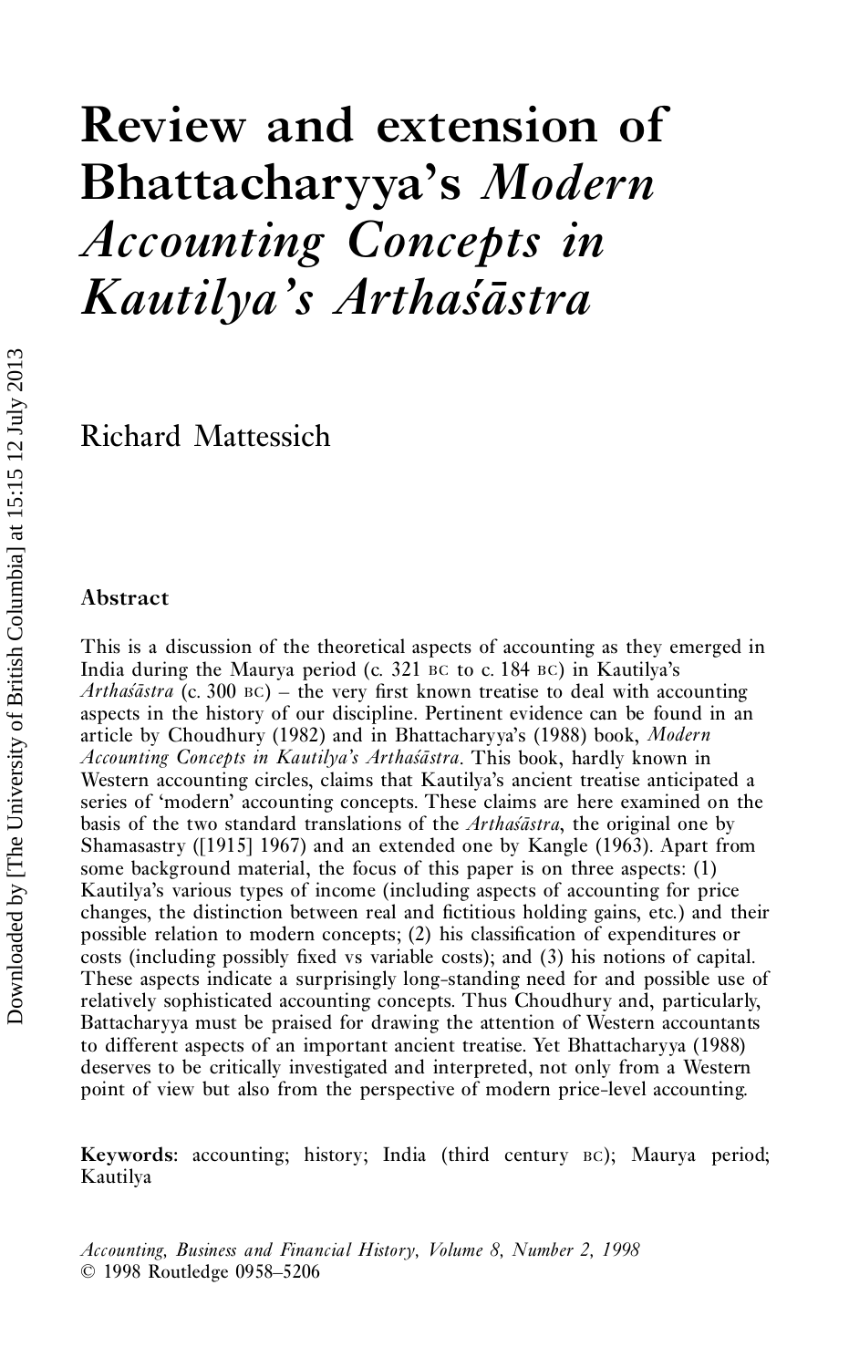# Review and extension of Bhattacharyya's *Modern Accounting Concepts in Kautilya's Arthaśāstra*

Richard Mattessich

## Abstract

This is a discussion of the theoretical aspects of accounting as they emerged in India during the Maurya period (c. 321 BC to c. 184 BC) in Kautilya's *Arthaśāstra* (c. 300 BC) – the very first known treatise to deal with accounting aspects in the history of our discipline. Pertinent evidence can be found in an article by Choudhury (1982) and in Bhattacharyya's (1988) book, *Modern Accounting Concepts in Kautilya's Arthaśāstra*. This book, hardly known in Western accounting circles, claims that Kautilya's ancient treatise anticipated a series of 'modern' accounting concepts. These claims are here examined on the basis of the two standard translations of the *Arthaśāstra*, the original one by Shamasastry ([1915] 1967) and an extended one by Kangle (1963). Apart from some background material, the focus of this paper is on three aspects: (1) Kautilya's various types of income (including aspects of accounting for price changes, the distinction between real and fictitious holding gains, etc.) and their possible relation to modern concepts; (2) his classification of expenditures or costs (including possibly fixed vs variable costs); and (3) his notions of capital. These aspects indicate a surprisingly long-standing need for and possible use of relatively sophisticated accounting concepts. Thus Choudhury and, particularly, Battacharyya must be praised for drawing the attention of Western accountants to different aspects of an important ancient treatise. Yet Bhattacharyya (1988) deserves to be critically investigated and interpreted, not only from a Western point of view but also from the perspective of modern price-level accounting.

**Keywords**: accounting; history; India (third century BC); Maurya period; Kautilya

*Accounting, Business and Financial History, Volume 8, Number 2, 1998*
© 1998 Routledge 0958–5206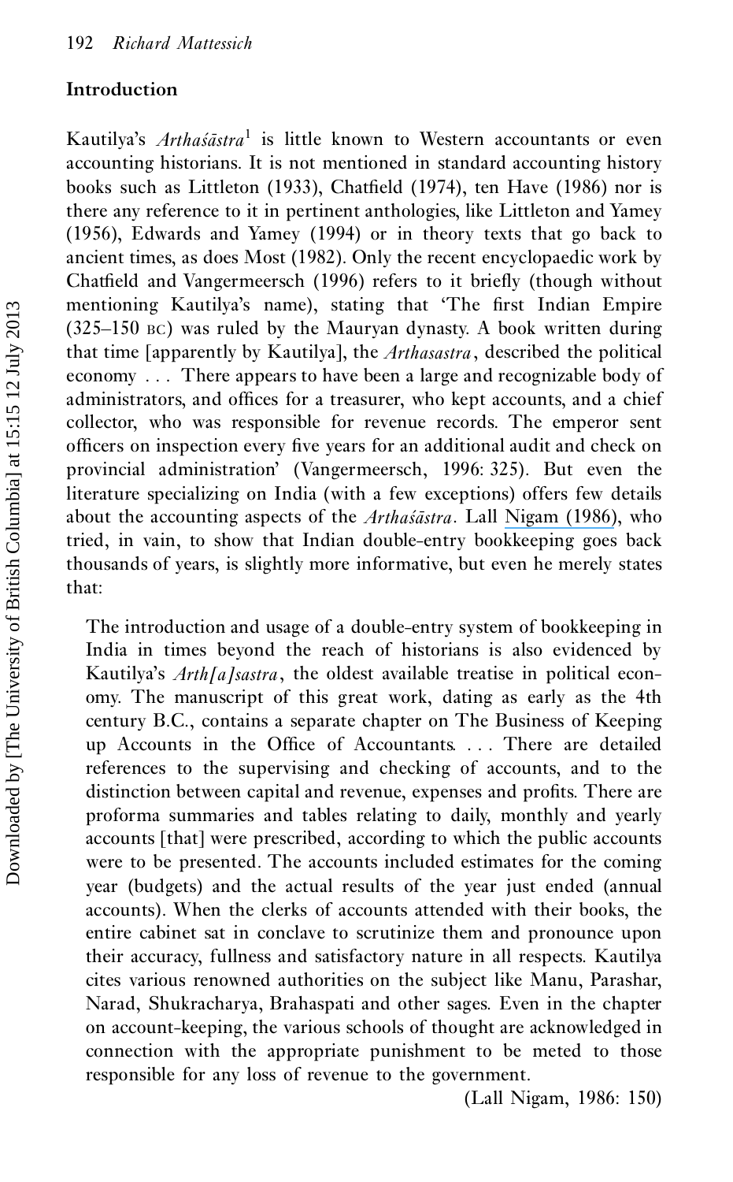## Introduction

Kautilya's *Arthaśāstra*[1] is little known to Western accountants or even accounting historians. It is not mentioned in standard accounting history books such as Littleton (1933), Chatfield (1974), ten Have (1986) nor is there any reference to it in pertinent anthologies, like Littleton and Yamey (1956), Edwards and Yamey (1994) or in theory texts that go back to ancient times, as does Most (1982). Only the recent encyclopaedic work by Chatfield and Vangermeersch (1996) refers to it briefly (though without mentioning Kautilya's name), stating that 'The first Indian Empire (325–150 BC) was ruled by the Mauryan dynasty. A book written during that time [apparently by Kautilya], the *Arthasastra*, described the political economy . . . There appears to have been a large and recognizable body of administrators, and offices for a treasurer, who kept accounts, and a chief collector, who was responsible for revenue records. The emperor sent officers on inspection every five years for an additional audit and check on provincial administration' (Vangermeersch, 1996: 325). But even the literature specializing on India (with a few exceptions) offers few details about the accounting aspects of the *Arthaśāstra*. Lall Nigam (1986), who tried, in vain, to show that Indian double-entry bookkeeping goes back thousands of years, is slightly more informative, but even he merely states that:

> The introduction and usage of a double-entry system of bookkeeping in India in times beyond the reach of historians is also evidenced by Kautilya's *Arth[a]sastra*, the oldest available treatise in political economy. The manuscript of this great work, dating as early as the 4th century B.C., contains a separate chapter on The Business of Keeping up Accounts in the Office of Accountants. . . . There are detailed references to the supervising and checking of accounts, and to the distinction between capital and revenue, expenses and profits. There are proforma summaries and tables relating to daily, monthly and yearly accounts [that] were prescribed, according to which the public accounts were to be presented. The accounts included estimates for the coming year (budgets) and the actual results of the year just ended (annual accounts). When the clerks of accounts attended with their books, the entire cabinet sat in conclave to scrutinize them and pronounce upon their accuracy, fullness and satisfactory nature in all respects. Kautilya cites various renowned authorities on the subject like Manu, Parashar, Narad, Shukracharya, Brahaspati and other sages. Even in the chapter on account-keeping, the various schools of thought are acknowledged in connection with the appropriate punishment to be meted to those responsible for any loss of revenue to the government.
>
> (Lall Nigam, 1986: 150)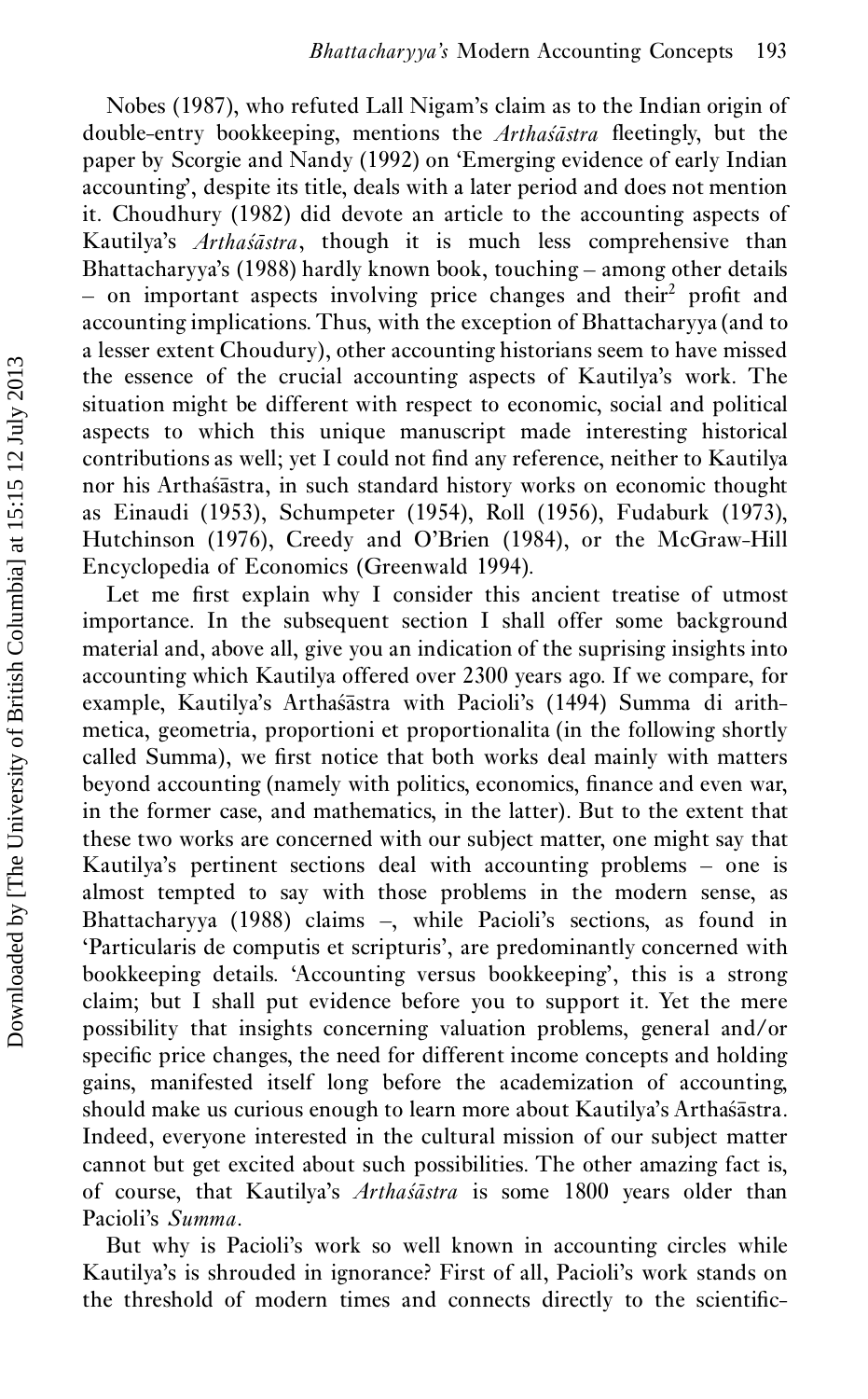Nobes (1987), who refuted Lall Nigam's claim as to the Indian origin of double-entry bookkeeping, mentions the *Arthaśāstra* fleetingly, but the paper by Scorgie and Nandy (1992) on 'Emerging evidence of early Indian accounting', despite its title, deals with a later period and does not mention it. Choudhury (1982) did devote an article to the accounting aspects of Kautilya's *Arthaśāstra*, though it is much less comprehensive than Bhattacharyya's (1988) hardly known book, touching – among other details – on important aspects involving price changes and their[2] profit and accounting implications. Thus, with the exception of Bhattacharyya (and to a lesser extent Choudury), other accounting historians seem to have missed the essence of the crucial accounting aspects of Kautilya's work. The situation might be different with respect to economic, social and political aspects to which this unique manuscript made interesting historical contributions as well; yet I could not find any reference, neither to Kautilya nor his Arthaśāstra, in such standard history works on economic thought as Einaudi (1953), Schumpeter (1954), Roll (1956), Fudaburk (1973), Hutchinson (1976), Creedy and O'Brien (1984), or the McGraw-Hill Encyclopedia of Economics (Greenwald 1994).

Let me first explain why I consider this ancient treatise of utmost importance. In the subsequent section I shall offer some background material and, above all, give you an indication of the suprising insights into accounting which Kautilya offered over 2300 years ago. If we compare, for example, Kautilya's Arthaśāstra with Pacioli's (1494) Summa di arithmetica, geometria, proportioni et proportionalita (in the following shortly called Summa), we first notice that both works deal mainly with matters beyond accounting (namely with politics, economics, finance and even war, in the former case, and mathematics, in the latter). But to the extent that these two works are concerned with our subject matter, one might say that Kautilya's pertinent sections deal with accounting problems – one is almost tempted to say with those problems in the modern sense, as Bhattacharyya (1988) claims –, while Pacioli's sections, as found in 'Particularis de computis et scripturis', are predominantly concerned with bookkeeping details. 'Accounting versus bookkeeping', this is a strong claim; but I shall put evidence before you to support it. Yet the mere possibility that insights concerning valuation problems, general and/or specific price changes, the need for different income concepts and holding gains, manifested itself long before the academization of accounting, should make us curious enough to learn more about Kautilya's Arthaśāstra. Indeed, everyone interested in the cultural mission of our subject matter cannot but get excited about such possibilities. The other amazing fact is, of course, that Kautilya's *Arthaśāstra* is some 1800 years older than Pacioli's *Summa*.

But why is Pacioli's work so well known in accounting circles while Kautilya's is shrouded in ignorance? First of all, Pacioli's work stands on the threshold of modern times and connects directly to the scientific-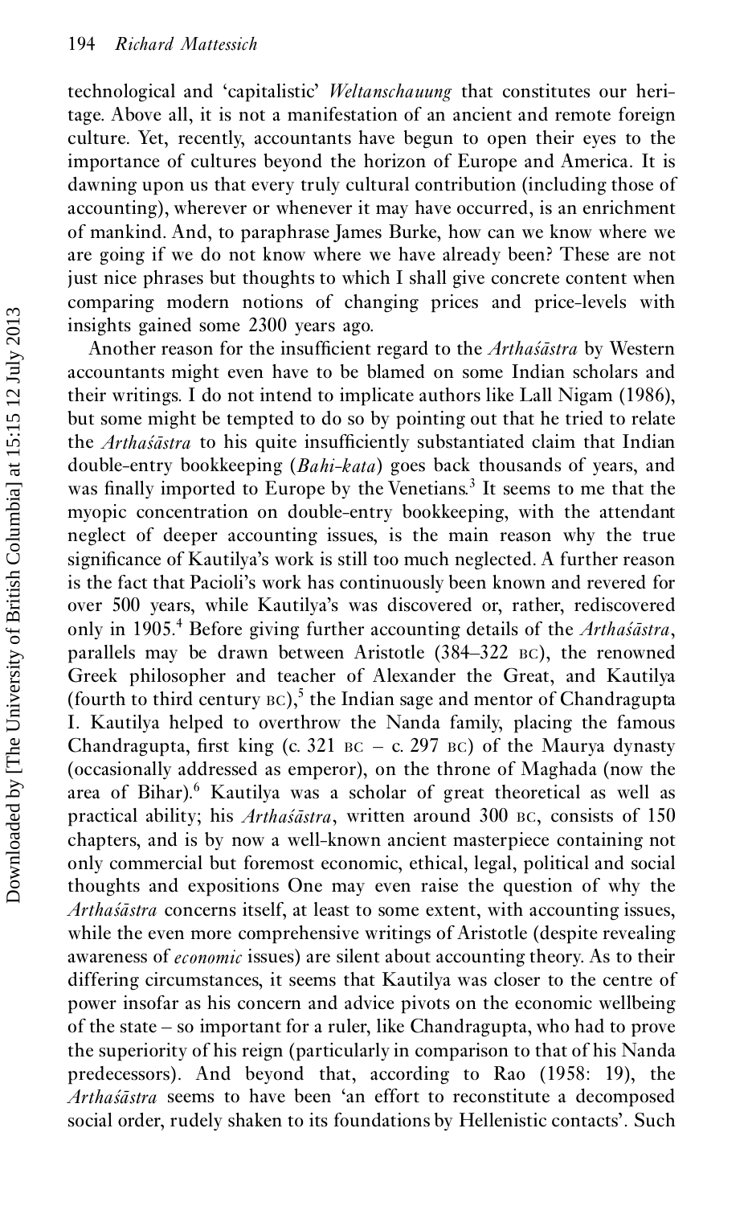technological and 'capitalistic' *Weltanschauung* that constitutes our heritage. Above all, it is not a manifestation of an ancient and remote foreign culture. Yet, recently, accountants have begun to open their eyes to the importance of cultures beyond the horizon of Europe and America. It is dawning upon us that every truly cultural contribution (including those of accounting), wherever or whenever it may have occurred, is an enrichment of mankind. And, to paraphrase James Burke, how can we know where we are going if we do not know where we have already been? These are not just nice phrases but thoughts to which I shall give concrete content when comparing modern notions of changing prices and price-levels with insights gained some 2300 years ago.

Another reason for the insufficient regard to the *Arthaśāstra* by Western accountants might even have to be blamed on some Indian scholars and their writings. I do not intend to implicate authors like Lall Nigam (1986), but some might be tempted to do so by pointing out that he tried to relate the *Arthaśāstra* to his quite insufficiently substantiated claim that Indian double-entry bookkeeping (*Bahi-kata*) goes back thousands of years, and was finally imported to Europe by the Venetians.[3] It seems to me that the myopic concentration on double-entry bookkeeping, with the attendant neglect of deeper accounting issues, is the main reason why the true significance of Kautilya's work is still too much neglected. A further reason is the fact that Pacioli's work has continuously been known and revered for over 500 years, while Kautilya's was discovered or, rather, rediscovered only in 1905.[4] Before giving further accounting details of the *Arthaśāstra*, parallels may be drawn between Aristotle (384–322 BC), the renowned Greek philosopher and teacher of Alexander the Great, and Kautilya (fourth to third century BC),[5] the Indian sage and mentor of Chandragupta I. Kautilya helped to overthrow the Nanda family, placing the famous Chandragupta, first king (c. 321 BC – c. 297 BC) of the Maurya dynasty (occasionally addressed as emperor), on the throne of Maghada (now the area of Bihar).[6] Kautilya was a scholar of great theoretical as well as practical ability; his *Arthaśāstra*, written around 300 BC, consists of 150 chapters, and is by now a well-known ancient masterpiece containing not only commercial but foremost economic, ethical, legal, political and social thoughts and expositions One may even raise the question of why the *Arthaśāstra* concerns itself, at least to some extent, with accounting issues, while the even more comprehensive writings of Aristotle (despite revealing awareness of *economic* issues) are silent about accounting theory. As to their differing circumstances, it seems that Kautilya was closer to the centre of power insofar as his concern and advice pivots on the economic wellbeing of the state – so important for a ruler, like Chandragupta, who had to prove the superiority of his reign (particularly in comparison to that of his Nanda predecessors). And beyond that, according to Rao (1958: 19), the *Arthaśāstra* seems to have been 'an effort to reconstitute a decomposed social order, rudely shaken to its foundations by Hellenistic contacts'. Such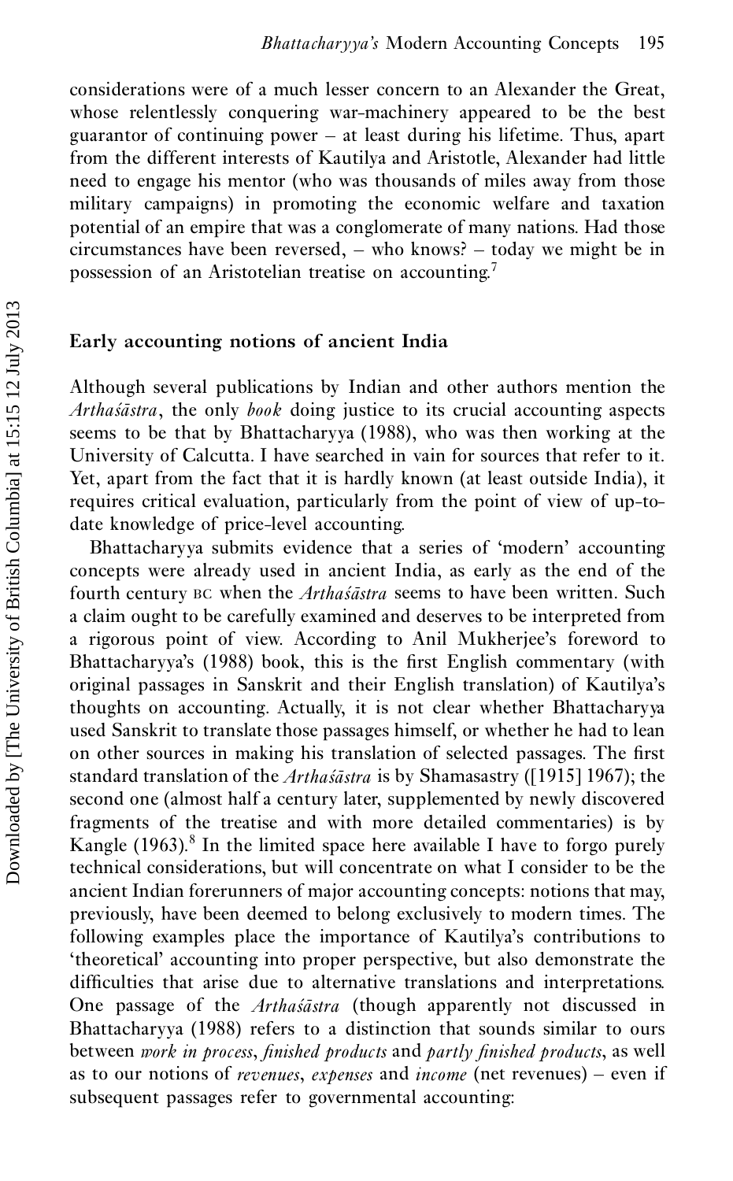considerations were of a much lesser concern to an Alexander the Great, whose relentlessly conquering war-machinery appeared to be the best guarantor of continuing power – at least during his lifetime. Thus, apart from the different interests of Kautilya and Aristotle, Alexander had little need to engage his mentor (who was thousands of miles away from those military campaigns) in promoting the economic welfare and taxation potential of an empire that was a conglomerate of many nations. Had those circumstances have been reversed, – who knows? – today we might be in possession of an Aristotelian treatise on accounting.[7]

## Early accounting notions of ancient India

Although several publications by Indian and other authors mention the *Arthaśāstra*, the only *book* doing justice to its crucial accounting aspects seems to be that by Bhattacharyya (1988), who was then working at the University of Calcutta. I have searched in vain for sources that refer to it. Yet, apart from the fact that it is hardly known (at least outside India), it requires critical evaluation, particularly from the point of view of up-to-date knowledge of price-level accounting.

Bhattacharyya submits evidence that a series of 'modern' accounting concepts were already used in ancient India, as early as the end of the fourth century BC when the *Arthaśāstra* seems to have been written. Such a claim ought to be carefully examined and deserves to be interpreted from a rigorous point of view. According to Anil Mukherjee's foreword to Bhattacharyya's (1988) book, this is the first English commentary (with original passages in Sanskrit and their English translation) of Kautilya's thoughts on accounting. Actually, it is not clear whether Bhattacharyya used Sanskrit to translate those passages himself, or whether he had to lean on other sources in making his translation of selected passages. The first standard translation of the *Arthaśāstra* is by Shamasastry ([1915] 1967); the second one (almost half a century later, supplemented by newly discovered fragments of the treatise and with more detailed commentaries) is by Kangle (1963).[8] In the limited space here available I have to forgo purely technical considerations, but will concentrate on what I consider to be the ancient Indian forerunners of major accounting concepts: notions that may, previously, have been deemed to belong exclusively to modern times. The following examples place the importance of Kautilya's contributions to 'theoretical' accounting into proper perspective, but also demonstrate the difficulties that arise due to alternative translations and interpretations. One passage of the *Arthaśāstra* (though apparently not discussed in Bhattacharyya (1988) refers to a distinction that sounds similar to ours between *work in process*, *finished products* and *partly finished products*, as well as to our notions of *revenues*, *expenses* and *income* (net revenues) – even if subsequent passages refer to governmental accounting: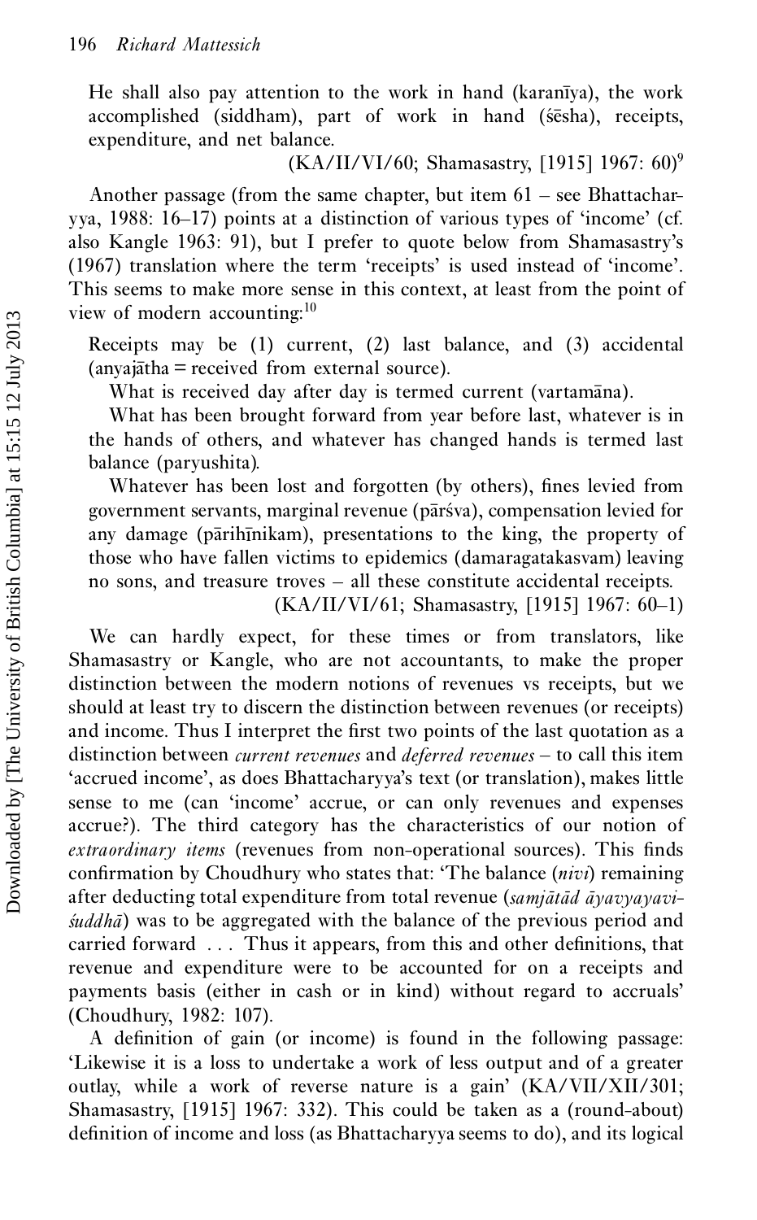He shall also pay attention to the work in hand (karanīya), the work accomplished (siddham), part of work in hand (śēsha), receipts, expenditure, and net balance.

(KA/II/VI/60; Shamasastry, [1915] 1967: 60)[9]

Another passage (from the same chapter, but item 61 – see Bhattacharyya, 1988: 16–17) points at a distinction of various types of 'income' (cf. also Kangle 1963: 91), but I prefer to quote below from Shamasastry's (1967) translation where the term 'receipts' is used instead of 'income'. This seems to make more sense in this context, at least from the point of view of modern accounting:[10]

> Receipts may be (1) current, (2) last balance, and (3) accidental (anyajātha = received from external source).
>
> What is received day after day is termed current (vartamāna).
>
> What has been brought forward from year before last, whatever is in the hands of others, and whatever has changed hands is termed last balance (paryushita).
>
> Whatever has been lost and forgotten (by others), fines levied from government servants, marginal revenue (pārśva), compensation levied for any damage (pārihīnikam), presentations to the king, the property of those who have fallen victims to epidemics (damaragatakasvam) leaving no sons, and treasure troves – all these constitute accidental receipts.
>
> (KA/II/VI/61; Shamasastry, [1915] 1967: 60–1)

We can hardly expect, for these times or from translators, like Shamasastry or Kangle, who are not accountants, to make the proper distinction between the modern notions of revenues vs receipts, but we should at least try to discern the distinction between revenues (or receipts) and income. Thus I interpret the first two points of the last quotation as a distinction between *current revenues* and *deferred revenues* – to call this item 'accrued income', as does Bhattacharyya's text (or translation), makes little sense to me (can 'income' accrue, or can only revenues and expenses accrue?). The third category has the characteristics of our notion of *extraordinary items* (revenues from non-operational sources). This finds confirmation by Choudhury who states that: 'The balance (*nivi*) remaining after deducting total expenditure from total revenue (*samjātād āyavyayaviśuddhā*) was to be aggregated with the balance of the previous period and carried forward . . . Thus it appears, from this and other definitions, that revenue and expenditure were to be accounted for on a receipts and payments basis (either in cash or in kind) without regard to accruals' (Choudhury, 1982: 107).

A definition of gain (or income) is found in the following passage: 'Likewise it is a loss to undertake a work of less output and of a greater outlay, while a work of reverse nature is a gain' (KA/VII/XII/301; Shamasastry, [1915] 1967: 332). This could be taken as a (round-about) definition of income and loss (as Bhattacharyya seems to do), and its logical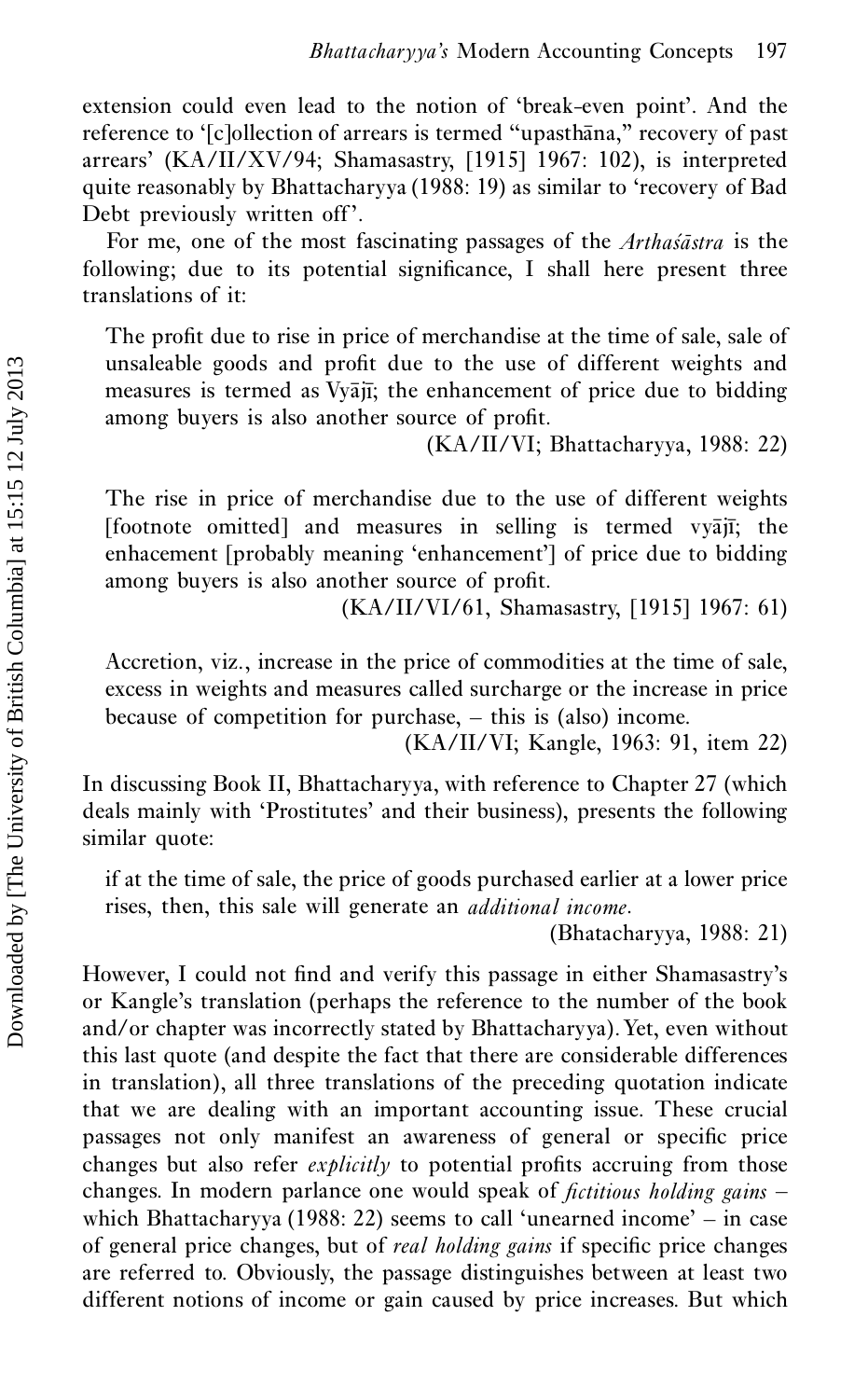extension could even lead to the notion of 'break-even point'. And the reference to '[c]ollection of arrears is termed "upasthāna," recovery of past arrears' (KA/II/XV/94; Shamasastry, [1915] 1967: 102), is interpreted quite reasonably by Bhattacharyya (1988: 19) as similar to 'recovery of Bad Debt previously written off'.

For me, one of the most fascinating passages of the *Arthaśāstra* is the following; due to its potential significance, I shall here present three translations of it:

> The profit due to rise in price of merchandise at the time of sale, sale of unsaleable goods and profit due to the use of different weights and measures is termed as Vyājī; the enhancement of price due to bidding among buyers is also another source of profit.
>
> (KA/II/VI; Bhattacharyya, 1988: 22)

> The rise in price of merchandise due to the use of different weights [footnote omitted] and measures in selling is termed vyājī; the enhacement [probably meaning 'enhancement'] of price due to bidding among buyers is also another source of profit.
>
> (KA/II/VI/61, Shamasastry, [1915] 1967: 61)

> Accretion, viz., increase in the price of commodities at the time of sale, excess in weights and measures called surcharge or the increase in price because of competition for purchase, – this is (also) income.
>
> (KA/II/VI; Kangle, 1963: 91, item 22)

In discussing Book II, Bhattacharyya, with reference to Chapter 27 (which deals mainly with 'Prostitutes' and their business), presents the following similar quote:

> if at the time of sale, the price of goods purchased earlier at a lower price rises, then, this sale will generate an *additional income*.
>
> (Bhatacharyya, 1988: 21)

However, I could not find and verify this passage in either Shamasastry's or Kangle's translation (perhaps the reference to the number of the book and/or chapter was incorrectly stated by Bhattacharyya). Yet, even without this last quote (and despite the fact that there are considerable differences in translation), all three translations of the preceding quotation indicate that we are dealing with an important accounting issue. These crucial passages not only manifest an awareness of general or specific price changes but also refer *explicitly* to potential profits accruing from those changes. In modern parlance one would speak of *fictitious holding gains* – which Bhattacharyya (1988: 22) seems to call 'unearned income' – in case of general price changes, but of *real holding gains* if specific price changes are referred to. Obviously, the passage distinguishes between at least two different notions of income or gain caused by price increases. But which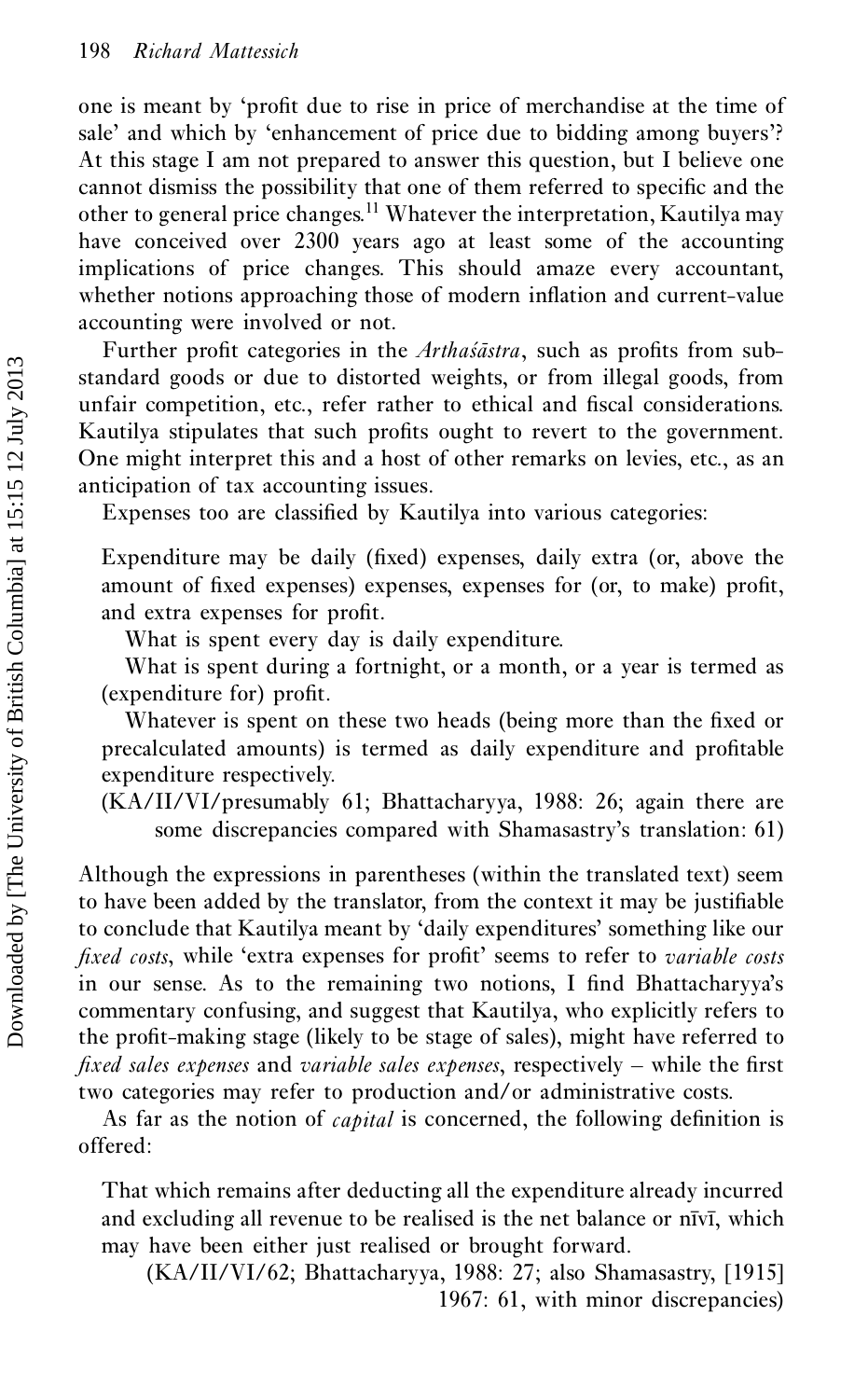one is meant by 'profit due to rise in price of merchandise at the time of sale' and which by 'enhancement of price due to bidding among buyers'? At this stage I am not prepared to answer this question, but I believe one cannot dismiss the possibility that one of them referred to specific and the other to general price changes.[11] Whatever the interpretation, Kautilya may have conceived over 2300 years ago at least some of the accounting implications of price changes. This should amaze every accountant, whether notions approaching those of modern inflation and current-value accounting were involved or not.

Further profit categories in the *Arthaśāstra*, such as profits from substandard goods or due to distorted weights, or from illegal goods, from unfair competition, etc., refer rather to ethical and fiscal considerations. Kautilya stipulates that such profits ought to revert to the government. One might interpret this and a host of other remarks on levies, etc., as an anticipation of tax accounting issues.

Expenses too are classified by Kautilya into various categories:

> Expenditure may be daily (fixed) expenses, daily extra (or, above the amount of fixed expenses) expenses, expenses for (or, to make) profit, and extra expenses for profit.
>
> What is spent every day is daily expenditure.
>
> What is spent during a fortnight, or a month, or a year is termed as (expenditure for) profit.
>
> Whatever is spent on these two heads (being more than the fixed or precalculated amounts) is termed as daily expenditure and profitable expenditure respectively.
>
> (KA/II/VI/presumably 61; Bhattacharyya, 1988: 26; again there are some discrepancies compared with Shamasastry's translation: 61)

Although the expressions in parentheses (within the translated text) seem to have been added by the translator, from the context it may be justifiable to conclude that Kautilya meant by 'daily expenditures' something like our *fixed costs*, while 'extra expenses for profit' seems to refer to *variable costs* in our sense. As to the remaining two notions, I find Bhattacharyya's commentary confusing, and suggest that Kautilya, who explicitly refers to the profit-making stage (likely to be stage of sales), might have referred to *fixed sales expenses* and *variable sales expenses*, respectively – while the first two categories may refer to production and/or administrative costs.

As far as the notion of *capital* is concerned, the following definition is offered:

> That which remains after deducting all the expenditure already incurred and excluding all revenue to be realised is the net balance or nīvī, which may have been either just realised or brought forward.
>
> (KA/II/VI/62; Bhattacharyya, 1988: 27; also Shamasastry, [1915] 1967: 61, with minor discrepancies)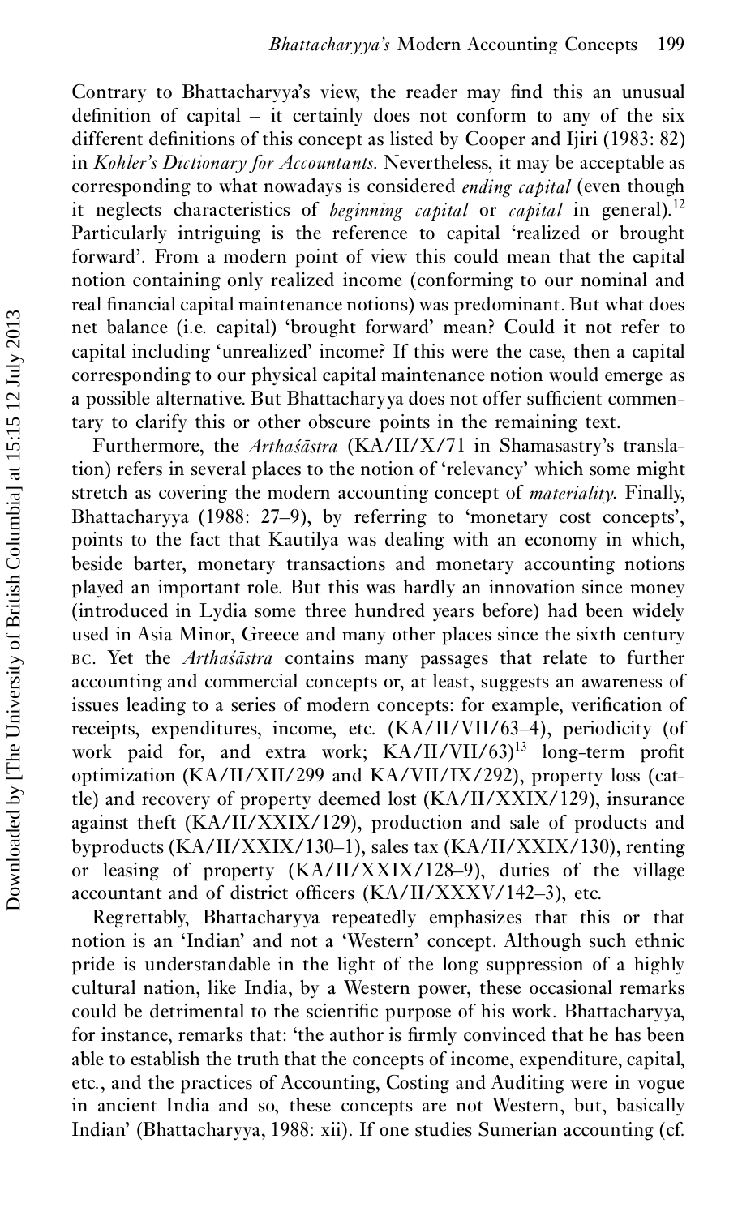Contrary to Bhattacharyya's view, the reader may find this an unusual definition of capital – it certainly does not conform to any of the six different definitions of this concept as listed by Cooper and Ijiri (1983: 82) in *Kohler's Dictionary for Accountants*. Nevertheless, it may be acceptable as corresponding to what nowadays is considered *ending capital* (even though it neglects characteristics of *beginning capital* or *capital* in general).[12] Particularly intriguing is the reference to capital 'realized or brought forward'. From a modern point of view this could mean that the capital notion containing only realized income (conforming to our nominal and real financial capital maintenance notions) was predominant. But what does net balance (i.e. capital) 'brought forward' mean? Could it not refer to capital including 'unrealized' income? If this were the case, then a capital corresponding to our physical capital maintenance notion would emerge as a possible alternative. But Bhattacharyya does not offer sufficient commentary to clarify this or other obscure points in the remaining text.

Furthermore, the *Arthaśāstra* (KA/II/X/71 in Shamasastry's translation) refers in several places to the notion of 'relevancy' which some might stretch as covering the modern accounting concept of *materiality*. Finally, Bhattacharyya (1988: 27–9), by referring to 'monetary cost concepts', points to the fact that Kautilya was dealing with an economy in which, beside barter, monetary transactions and monetary accounting notions played an important role. But this was hardly an innovation since money (introduced in Lydia some three hundred years before) had been widely used in Asia Minor, Greece and many other places since the sixth century BC. Yet the *Arthaśāstra* contains many passages that relate to further accounting and commercial concepts or, at least, suggests an awareness of issues leading to a series of modern concepts: for example, verification of receipts, expenditures, income, etc. (KA/II/VII/63–4), periodicity (of work paid for, and extra work; KA/II/VII/63)[13] long-term profit optimization (KA/II/XII/299 and KA/VII/IX/292), property loss (cattle) and recovery of property deemed lost (KA/II/XXIX/129), insurance against theft (KA/II/XXIX/129), production and sale of products and byproducts (KA/II/XXIX/130–1), sales tax (KA/II/XXIX/130), renting or leasing of property (KA/II/XXIX/128–9), duties of the village accountant and of district officers (KA/II/XXXV/142–3), etc.

Regrettably, Bhattacharyya repeatedly emphasizes that this or that notion is an 'Indian' and not a 'Western' concept. Although such ethnic pride is understandable in the light of the long suppression of a highly cultural nation, like India, by a Western power, these occasional remarks could be detrimental to the scientific purpose of his work. Bhattacharyya, for instance, remarks that: 'the author is firmly convinced that he has been able to establish the truth that the concepts of income, expenditure, capital, etc., and the practices of Accounting, Costing and Auditing were in vogue in ancient India and so, these concepts are not Western, but, basically Indian' (Bhattacharyya, 1988: xii). If one studies Sumerian accounting (cf.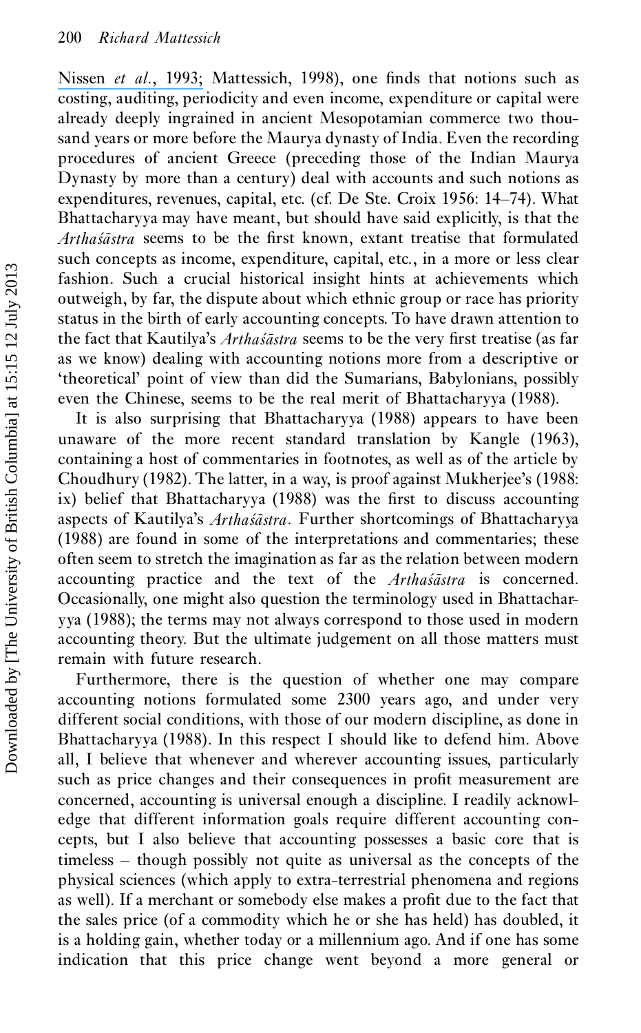Nissen *et al.*, 1993; Mattessich, 1998), one finds that notions such as costing, auditing, periodicity and even income, expenditure or capital were already deeply ingrained in ancient Mesopotamian commerce two thousand years or more before the Maurya dynasty of India. Even the recording procedures of ancient Greece (preceding those of the Indian Maurya Dynasty by more than a century) deal with accounts and such notions as expenditures, revenues, capital, etc. (cf. De Ste. Croix 1956: 14–74). What Bhattacharyya may have meant, but should have said explicitly, is that the *Arthaśāstra* seems to be the first known, extant treatise that formulated such concepts as income, expenditure, capital, etc., in a more or less clear fashion. Such a crucial historical insight hints at achievements which outweigh, by far, the dispute about which ethnic group or race has priority status in the birth of early accounting concepts. To have drawn attention to the fact that Kautilya's *Arthaśāstra* seems to be the very first treatise (as far as we know) dealing with accounting notions more from a descriptive or 'theoretical' point of view than did the Sumarians, Babylonians, possibly even the Chinese, seems to be the real merit of Bhattacharyya (1988).

It is also surprising that Bhattacharyya (1988) appears to have been unaware of the more recent standard translation by Kangle (1963), containing a host of commentaries in footnotes, as well as of the article by Choudhury (1982). The latter, in a way, is proof against Mukherjee's (1988: ix) belief that Bhattacharyya (1988) was the first to discuss accounting aspects of Kautilya's *Arthaśāstra*. Further shortcomings of Bhattacharyya (1988) are found in some of the interpretations and commentaries; these often seem to stretch the imagination as far as the relation between modern accounting practice and the text of the *Arthaśāstra* is concerned. Occasionally, one might also question the terminology used in Bhattacharyya (1988); the terms may not always correspond to those used in modern accounting theory. But the ultimate judgement on all those matters must remain with future research.

Furthermore, there is the question of whether one may compare accounting notions formulated some 2300 years ago, and under very different social conditions, with those of our modern discipline, as done in Bhattacharyya (1988). In this respect I should like to defend him. Above all, I believe that whenever and wherever accounting issues, particularly such as price changes and their consequences in profit measurement are concerned, accounting is universal enough a discipline. I readily acknowledge that different information goals require different accounting concepts, but I also believe that accounting possesses a basic core that is timeless – though possibly not quite as universal as the concepts of the physical sciences (which apply to extra-terrestrial phenomena and regions as well). If a merchant or somebody else makes a profit due to the fact that the sales price (of a commodity which he or she has held) has doubled, it is a holding gain, whether today or a millennium ago. And if one has some indication that this price change went beyond a more general or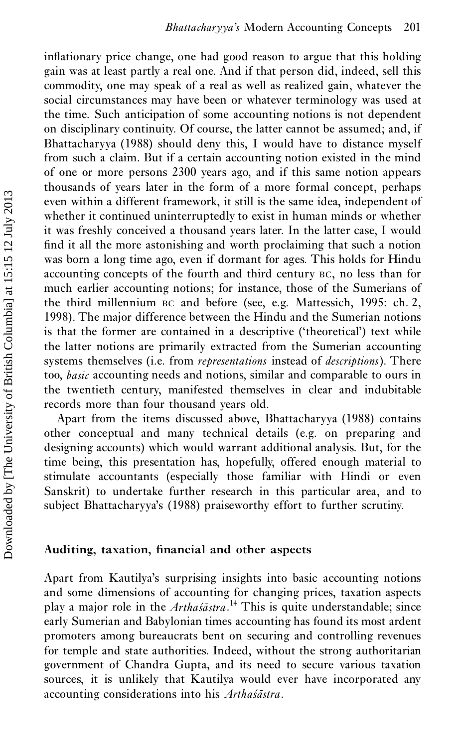inflationary price change, one had good reason to argue that this holding gain was at least partly a real one. And if that person did, indeed, sell this commodity, one may speak of a real as well as realized gain, whatever the social circumstances may have been or whatever terminology was used at the time. Such anticipation of some accounting notions is not dependent on disciplinary continuity. Of course, the latter cannot be assumed; and, if Bhattacharyya (1988) should deny this, I would have to distance myself from such a claim. But if a certain accounting notion existed in the mind of one or more persons 2300 years ago, and if this same notion appears thousands of years later in the form of a more formal concept, perhaps even within a different framework, it still is the same idea, independent of whether it continued uninterruptedly to exist in human minds or whether it was freshly conceived a thousand years later. In the latter case, I would find it all the more astonishing and worth proclaiming that such a notion was born a long time ago, even if dormant for ages. This holds for Hindu accounting concepts of the fourth and third century BC, no less than for much earlier accounting notions; for instance, those of the Sumerians of the third millennium BC and before (see, e.g. Mattessich, 1995: ch. 2, 1998). The major difference between the Hindu and the Sumerian notions is that the former are contained in a descriptive ('theoretical') text while the latter notions are primarily extracted from the Sumerian accounting systems themselves (i.e. from *representations* instead of *descriptions*). There too, *basic* accounting needs and notions, similar and comparable to ours in the twentieth century, manifested themselves in clear and indubitable records more than four thousand years old.

Apart from the items discussed above, Bhattacharyya (1988) contains other conceptual and many technical details (e.g. on preparing and designing accounts) which would warrant additional analysis. But, for the time being, this presentation has, hopefully, offered enough material to stimulate accountants (especially those familiar with Hindi or even Sanskrit) to undertake further research in this particular area, and to subject Bhattacharyya's (1988) praiseworthy effort to further scrutiny.

## Auditing, taxation, financial and other aspects

Apart from Kautilya's surprising insights into basic accounting notions and some dimensions of accounting for changing prices, taxation aspects play a major role in the *Arthaśāstra*.[14] This is quite understandable; since early Sumerian and Babylonian times accounting has found its most ardent promoters among bureaucrats bent on securing and controlling revenues for temple and state authorities. Indeed, without the strong authoritarian government of Chandra Gupta, and its need to secure various taxation sources, it is unlikely that Kautilya would ever have incorporated any accounting considerations into his *Arthaśāstra*.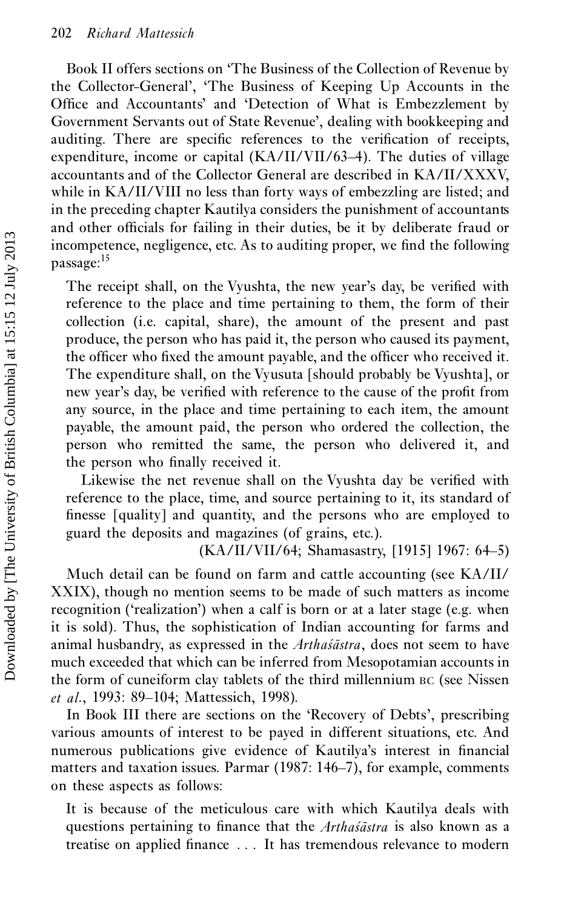Book II offers sections on 'The Business of the Collection of Revenue by the Collector-General', 'The Business of Keeping Up Accounts in the Office and Accountants' and 'Detection of What is Embezzlement by Government Servants out of State Revenue', dealing with bookkeeping and auditing. There are specific references to the verification of receipts, expenditure, income or capital (KA/II/VII/63–4). The duties of village accountants and of the Collector General are described in KA/II/XXXV, while in KA/II/VIII no less than forty ways of embezzling are listed; and in the preceding chapter Kautilya considers the punishment of accountants and other officials for failing in their duties, be it by deliberate fraud or incompetence, negligence, etc. As to auditing proper, we find the following passage:[15]

> The receipt shall, on the Vyushta, the new year's day, be verified with reference to the place and time pertaining to them, the form of their collection (i.e. capital, share), the amount of the present and past produce, the person who has paid it, the person who caused its payment, the officer who fixed the amount payable, and the officer who received it. The expenditure shall, on the Vyusuta [should probably be Vyushta], or new year's day, be verified with reference to the cause of the profit from any source, in the place and time pertaining to each item, the amount payable, the amount paid, the person who ordered the collection, the person who remitted the same, the person who delivered it, and the person who finally received it.
>
> Likewise the net revenue shall on the Vyushta day be verified with reference to the place, time, and source pertaining to it, its standard of finesse [quality] and quantity, and the persons who are employed to guard the deposits and magazines (of grains, etc.).
>
> (KA/II/VII/64; Shamasastry, [1915] 1967: 64–5)

Much detail can be found on farm and cattle accounting (see KA/II/XXIX), though no mention seems to be made of such matters as income recognition ('realization') when a calf is born or at a later stage (e.g. when it is sold). Thus, the sophistication of Indian accounting for farms and animal husbandry, as expressed in the *Arthaśāstra*, does not seem to have much exceeded that which can be inferred from Mesopotamian accounts in the form of cuneiform clay tablets of the third millennium BC (see Nissen *et al.*, 1993: 89–104; Mattessich, 1998).

In Book III there are sections on the 'Recovery of Debts', prescribing various amounts of interest to be payed in different situations, etc. And numerous publications give evidence of Kautilya's interest in financial matters and taxation issues. Parmar (1987: 146–7), for example, comments on these aspects as follows:

> It is because of the meticulous care with which Kautilya deals with questions pertaining to finance that the *Arthaśāstra* is also known as a treatise on applied finance . . . It has tremendous relevance to modern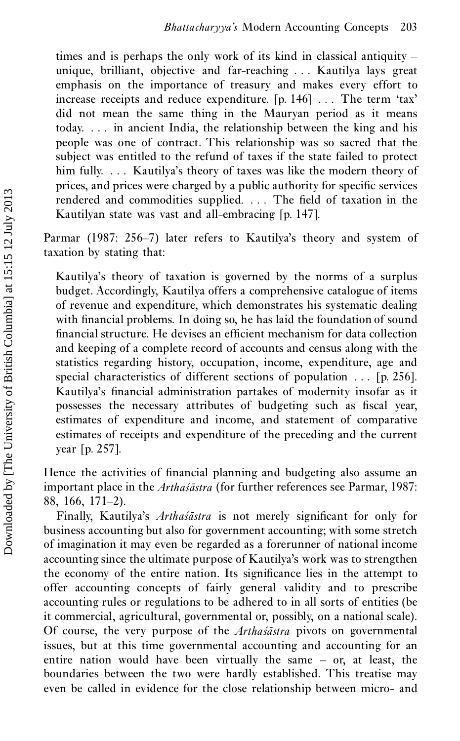times and is perhaps the only work of its kind in classical antiquity – unique, brilliant, objective and far-reaching . . . Kautilya lays great emphasis on the importance of treasury and makes every effort to increase receipts and reduce expenditure. [p. 146] . . . The term 'tax' did not mean the same thing in the Mauryan period as it means today. . . . in ancient India, the relationship between the king and his people was one of contract. This relationship was so sacred that the subject was entitled to the refund of taxes if the state failed to protect him fully. . . . Kautilya's theory of taxes was like the modern theory of prices, and prices were charged by a public authority for specific services rendered and commodities supplied. . . . The field of taxation in the Kautilyan state was vast and all-embracing [p. 147].

Parmar (1987: 256–7) later refers to Kautilya's theory and system of taxation by stating that:

> Kautilya's theory of taxation is governed by the norms of a surplus budget. Accordingly, Kautilya offers a comprehensive catalogue of items of revenue and expenditure, which demonstrates his systematic dealing with financial problems. In doing so, he has laid the foundation of sound financial structure. He devises an efficient mechanism for data collection and keeping of a complete record of accounts and census along with the statistics regarding history, occupation, income, expenditure, age and special characteristics of different sections of population . . . [p. 256]. Kautilya's financial administration partakes of modernity insofar as it possesses the necessary attributes of budgeting such as fiscal year, estimates of expenditure and income, and statement of comparative estimates of receipts and expenditure of the preceding and the current year [p. 257].

Hence the activities of financial planning and budgeting also assume an important place in the *Arthaśāstra* (for further references see Parmar, 1987: 88, 166, 171–2).

Finally, Kautilya's *Arthaśāstra* is not merely significant for only for business accounting but also for government accounting; with some stretch of imagination it may even be regarded as a forerunner of national income accounting since the ultimate purpose of Kautilya's work was to strengthen the economy of the entire nation. Its significance lies in the attempt to offer accounting concepts of fairly general validity and to prescribe accounting rules or regulations to be adhered to in all sorts of entities (be it commercial, agricultural, governmental or, possibly, on a national scale). Of course, the very purpose of the *Arthaśāstra* pivots on governmental issues, but at this time governmental accounting and accounting for an entire nation would have been virtually the same – or, at least, the boundaries between the two were hardly established. This treatise may even be called in evidence for the close relationship between micro- and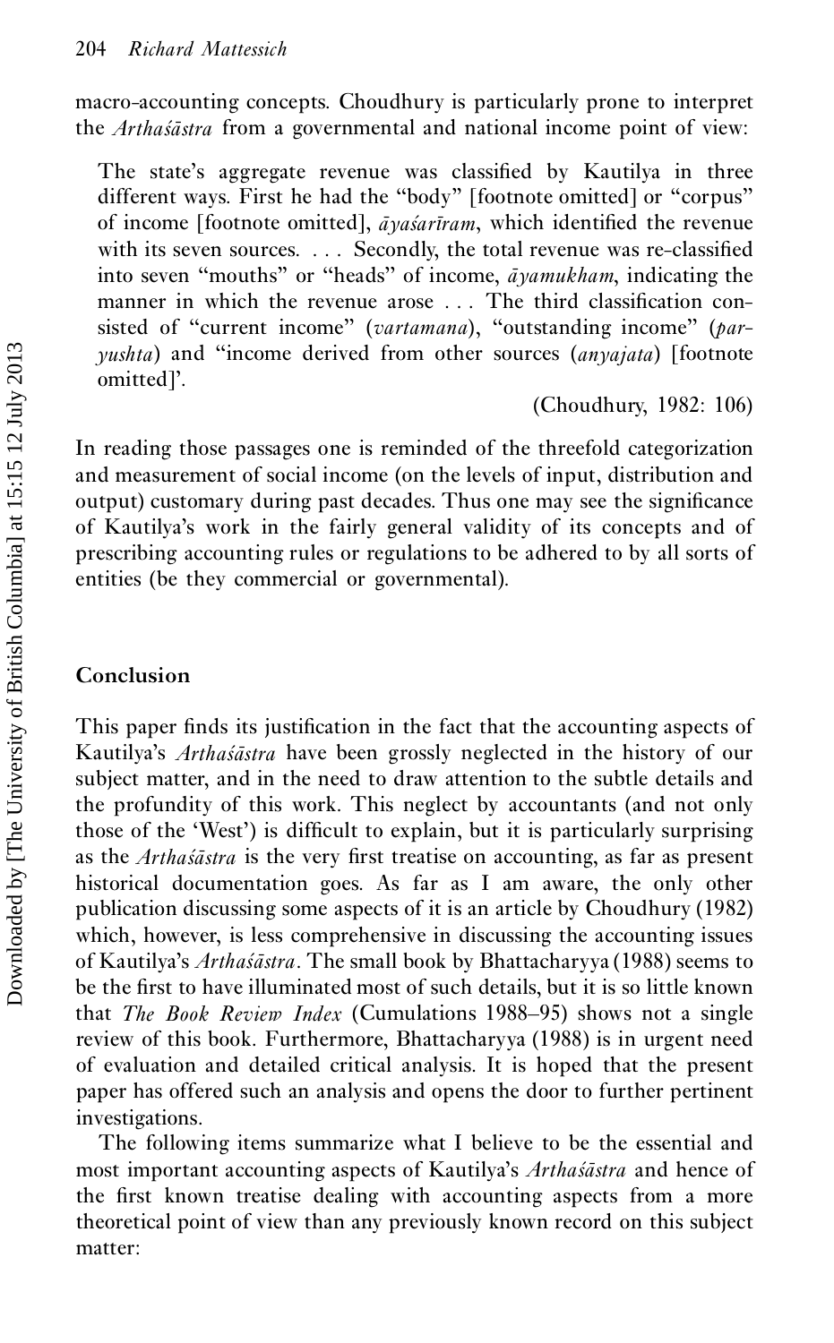macro-accounting concepts. Choudhury is particularly prone to interpret the *Arthaśāstra* from a governmental and national income point of view:

> The state's aggregate revenue was classified by Kautilya in three different ways. First he had the "body" [footnote omitted] or "corpus" of income [footnote omitted], *āyaśarīram*, which identified the revenue with its seven sources. . . . Secondly, the total revenue was re-classified into seven "mouths" or "heads" of income, *āyamukham*, indicating the manner in which the revenue arose . . . The third classification consisted of "current income" (*vartamana*), "outstanding income" (*paryushta*) and "income derived from other sources (*anyajata*) [footnote omitted]'.
>
> (Choudhury, 1982: 106)

In reading those passages one is reminded of the threefold categorization and measurement of social income (on the levels of input, distribution and output) customary during past decades. Thus one may see the significance of Kautilya's work in the fairly general validity of its concepts and of prescribing accounting rules or regulations to be adhered to by all sorts of entities (be they commercial or governmental).

## Conclusion

This paper finds its justification in the fact that the accounting aspects of Kautilya's *Arthaśāstra* have been grossly neglected in the history of our subject matter, and in the need to draw attention to the subtle details and the profundity of this work. This neglect by accountants (and not only those of the 'West') is difficult to explain, but it is particularly surprising as the *Arthaśāstra* is the very first treatise on accounting, as far as present historical documentation goes. As far as I am aware, the only other publication discussing some aspects of it is an article by Choudhury (1982) which, however, is less comprehensive in discussing the accounting issues of Kautilya's *Arthaśāstra*. The small book by Bhattacharyya (1988) seems to be the first to have illuminated most of such details, but it is so little known that *The Book Review Index* (Cumulations 1988–95) shows not a single review of this book. Furthermore, Bhattacharyya (1988) is in urgent need of evaluation and detailed critical analysis. It is hoped that the present paper has offered such an analysis and opens the door to further pertinent investigations.

The following items summarize what I believe to be the essential and most important accounting aspects of Kautilya's *Arthaśāstra* and hence of the first known treatise dealing with accounting aspects from a more theoretical point of view than any previously known record on this subject matter: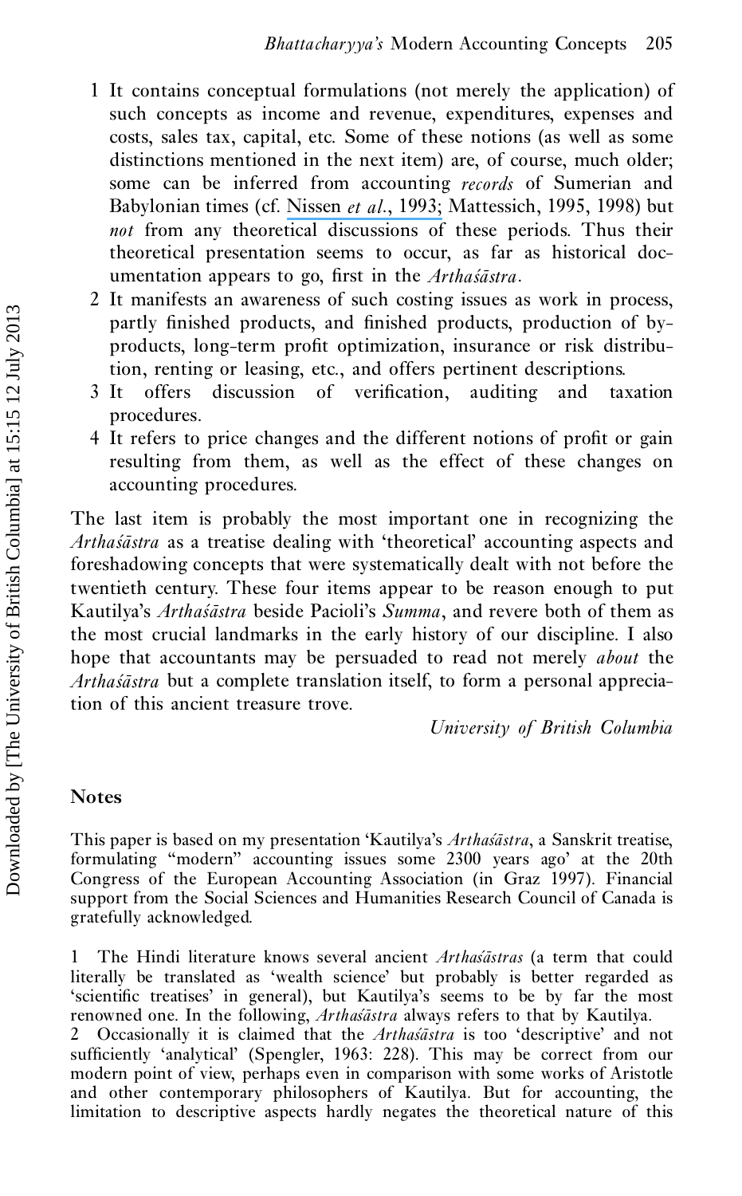1 It contains conceptual formulations (not merely the application) of such concepts as income and revenue, expenditures, expenses and costs, sales tax, capital, etc. Some of these notions (as well as some distinctions mentioned in the next item) are, of course, much older; some can be inferred from accounting *records* of Sumerian and Babylonian times (cf. Nissen *et al.*, 1993; Mattessich, 1995, 1998) but *not* from any theoretical discussions of these periods. Thus their theoretical presentation seems to occur, as far as historical documentation appears to go, first in the *Arthaśāstra*.

2 It manifests an awareness of such costing issues as work in process, partly finished products, and finished products, production of by-products, long-term profit optimization, insurance or risk distribution, renting or leasing, etc., and offers pertinent descriptions.

3 It offers discussion of verification, auditing and taxation procedures.

4 It refers to price changes and the different notions of profit or gain resulting from them, as well as the effect of these changes on accounting procedures.

The last item is probably the most important one in recognizing the *Arthaśāstra* as a treatise dealing with 'theoretical' accounting aspects and foreshadowing concepts that were systematically dealt with not before the twentieth century. These four items appear to be reason enough to put Kautilya's *Arthaśāstra* beside Pacioli's *Summa*, and revere both of them as the most crucial landmarks in the early history of our discipline. I also hope that accountants may be persuaded to read not merely *about* the *Arthaśāstra* but a complete translation itself, to form a personal appreciation of this ancient treasure trove.

*University of British Columbia*

## Notes

This paper is based on my presentation 'Kautilya's *Arthaśāstra*, a Sanskrit treatise, formulating "modern" accounting issues some 2300 years ago' at the 20th Congress of the European Accounting Association (in Graz 1997). Financial support from the Social Sciences and Humanities Research Council of Canada is gratefully acknowledged.

1 The Hindi literature knows several ancient *Arthaśāstras* (a term that could literally be translated as 'wealth science' but probably is better regarded as 'scientific treatises' in general), but Kautilya's seems to be by far the most renowned one. In the following, *Arthaśāstra* always refers to that by Kautilya.

2 Occasionally it is claimed that the *Arthaśāstra* is too 'descriptive' and not sufficiently 'analytical' (Spengler, 1963: 228). This may be correct from our modern point of view, perhaps even in comparison with some works of Aristotle and other contemporary philosophers of Kautilya. But for accounting, the limitation to descriptive aspects hardly negates the theoretical nature of this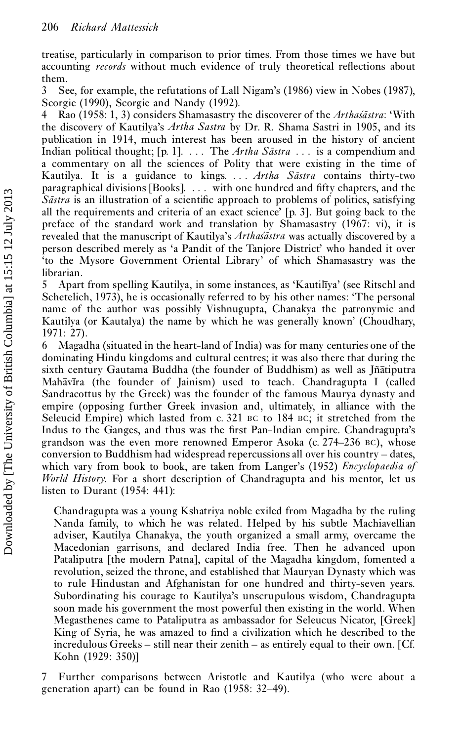treatise, particularly in comparison to prior times. From those times we have but accounting *records* without much evidence of truly theoretical reflections about them.

3 See, for example, the refutations of Lall Nigam's (1986) view in Nobes (1987), Scorgie (1990), Scorgie and Nandy (1992).

4 Rao (1958: 1, 3) considers Shamasastry the discoverer of the *Arthaśāstra*: 'With the discovery of Kautilya's *Artha Sastra* by Dr. R. Shama Sastri in 1905, and its publication in 1914, much interest has been aroused in the history of ancient Indian political thought; [p. 1]. . . . The *Artha Sāstra* . . . is a compendium and a commentary on all the sciences of Polity that were existing in the time of Kautilya. It is a guidance to kings. . . . *Artha Sāstra* contains thirty-two paragraphical divisions [Books]. . . . with one hundred and fifty chapters, and the *Sāstra* is an illustration of a scientific approach to problems of politics, satisfying all the requirements and criteria of an exact science' [p. 3]. But going back to the preface of the standard work and translation by Shamasastry (1967: vi), it is revealed that the manuscript of Kautilya's *Arthaśāstra* was actually discovered by a person described merely as 'a Pandit of the Tanjore District' who handed it over 'to the Mysore Government Oriental Library' of which Shamasastry was the librarian.

5 Apart from spelling Kautilya, in some instances, as 'Kautilīya' (see Ritschl and Schetelich, 1973), he is occasionally referred to by his other names: 'The personal name of the author was possibly Vishnugupta, Chanakya the patronymic and Kautilya (or Kautalya) the name by which he was generally known' (Choudhary, 1971: 27).

6 Magadha (situated in the heart-land of India) was for many centuries one of the dominating Hindu kingdoms and cultural centres; it was also there that during the sixth century Gautama Buddha (the founder of Buddhism) as well as Jñātiputra Mahāvīra (the founder of Jainism) used to teach. Chandragupta I (called Sandracottus by the Greek) was the founder of the famous Maurya dynasty and empire (opposing further Greek invasion and, ultimately, in alliance with the Seleucid Empire) which lasted from c. 321 BC to 184 BC; it stretched from the Indus to the Ganges, and thus was the first Pan-Indian empire. Chandragupta's grandson was the even more renowned Emperor Asoka (c. 274–236 BC), whose conversion to Buddhism had widespread repercussions all over his country – dates, which vary from book to book, are taken from Langer's (1952) *Encyclopaedia of World History*. For a short description of Chandragupta and his mentor, let us listen to Durant (1954: 441):

> Chandragupta was a young Kshatriya noble exiled from Magadha by the ruling Nanda family, to which he was related. Helped by his subtle Machiavellian adviser, Kautilya Chanakya, the youth organized a small army, overcame the Macedonian garrisons, and declared India free. Then he advanced upon Pataliputra [the modern Patna], capital of the Magadha kingdom, fomented a revolution, seized the throne, and established that Mauryan Dynasty which was to rule Hindustan and Afghanistan for one hundred and thirty-seven years. Subordinating his courage to Kautilya's unscrupulous wisdom, Chandragupta soon made his government the most powerful then existing in the world. When Megasthenes came to Pataliputra as ambassador for Seleucus Nicator, [Greek] King of Syria, he was amazed to find a civilization which he described to the incredulous Greeks – still near their zenith – as entirely equal to their own. [Cf. Kohn (1929: 350)]

7 Further comparisons between Aristotle and Kautilya (who were about a generation apart) can be found in Rao (1958: 32–49).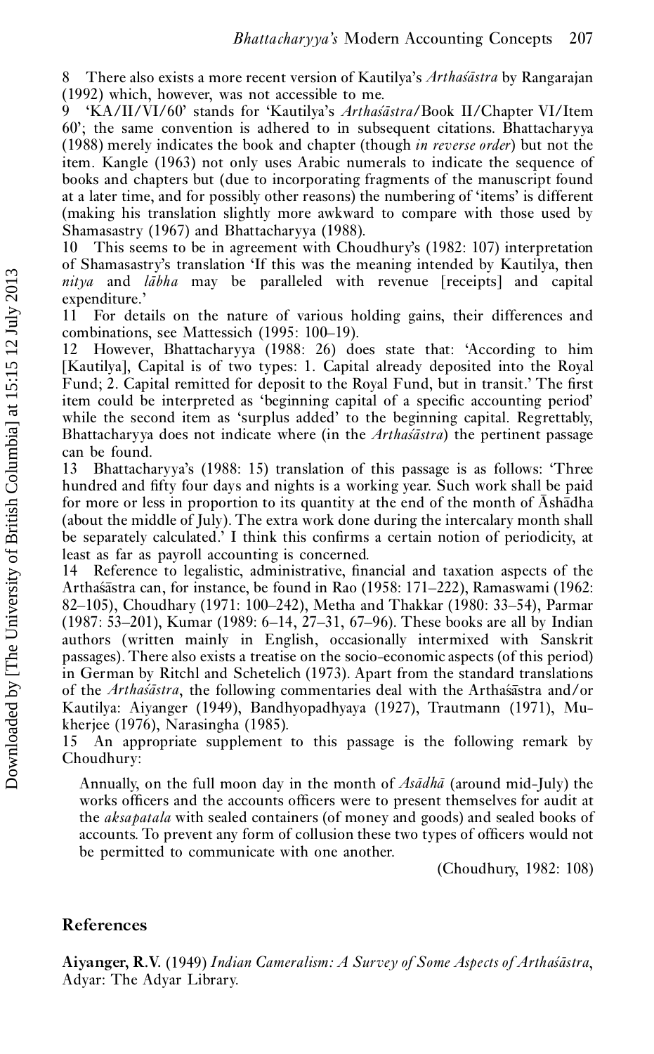8 There also exists a more recent version of Kautilya's *Arthaśāstra* by Rangarajan (1992) which, however, was not accessible to me.

9 'KA/II/VI/60' stands for 'Kautilya's *Arthaśāstra*/Book II/Chapter VI/Item 60'; the same convention is adhered to in subsequent citations. Bhattacharyya (1988) merely indicates the book and chapter (though *in reverse order*) but not the item. Kangle (1963) not only uses Arabic numerals to indicate the sequence of books and chapters but (due to incorporating fragments of the manuscript found at a later time, and for possibly other reasons) the numbering of 'items' is different (making his translation slightly more awkward to compare with those used by Shamasastry (1967) and Bhattacharyya (1988).

10 This seems to be in agreement with Choudhury's (1982: 107) interpretation of Shamasastry's translation 'If this was the meaning intended by Kautilya, then *nitya* and *lābha* may be paralleled with revenue [receipts] and capital expenditure.'

11 For details on the nature of various holding gains, their differences and combinations, see Mattessich (1995: 100–19).

12 However, Bhattacharyya (1988: 26) does state that: 'According to him [Kautilya], Capital is of two types: 1. Capital already deposited into the Royal Fund; 2. Capital remitted for deposit to the Royal Fund, but in transit.' The first item could be interpreted as 'beginning capital of a specific accounting period' while the second item as 'surplus added' to the beginning capital. Regrettably, Bhattacharyya does not indicate where (in the *Arthaśāstra*) the pertinent passage can be found.

13 Bhattacharyya's (1988: 15) translation of this passage is as follows: 'Three hundred and fifty four days and nights is a working year. Such work shall be paid for more or less in proportion to its quantity at the end of the month of Āshādha (about the middle of July). The extra work done during the intercalary month shall be separately calculated.' I think this confirms a certain notion of periodicity, at least as far as payroll accounting is concerned.

14 Reference to legalistic, administrative, financial and taxation aspects of the Arthaśāstra can, for instance, be found in Rao (1958: 171–222), Ramaswami (1962: 82–105), Choudhary (1971: 100–242), Metha and Thakkar (1980: 33–54), Parmar (1987: 53–201), Kumar (1989: 6–14, 27–31, 67–96). These books are all by Indian authors (written mainly in English, occasionally intermixed with Sanskrit passages). There also exists a treatise on the socio-economic aspects (of this period) in German by Ritchl and Schetelich (1973). Apart from the standard translations of the *Arthaśāstra*, the following commentaries deal with the Arthaśāstra and/or Kautilya: Aiyanger (1949), Bandhyopadhyaya (1927), Trautmann (1971), Mukherjee (1976), Narasingha (1985).

15 An appropriate supplement to this passage is the following remark by Choudhury:

> Annually, on the full moon day in the month of *Asādhā* (around mid-July) the works officers and the accounts officers were to present themselves for audit at the *aksapatala* with sealed containers (of money and goods) and sealed books of accounts. To prevent any form of collusion these two types of officers would not be permitted to communicate with one another.
>
> (Choudhury, 1982: 108)

## References

**Aiyanger, R.V.** (1949) *Indian Cameralism: A Survey of Some Aspects of Arthaśāstra*, Adyar: The Adyar Library.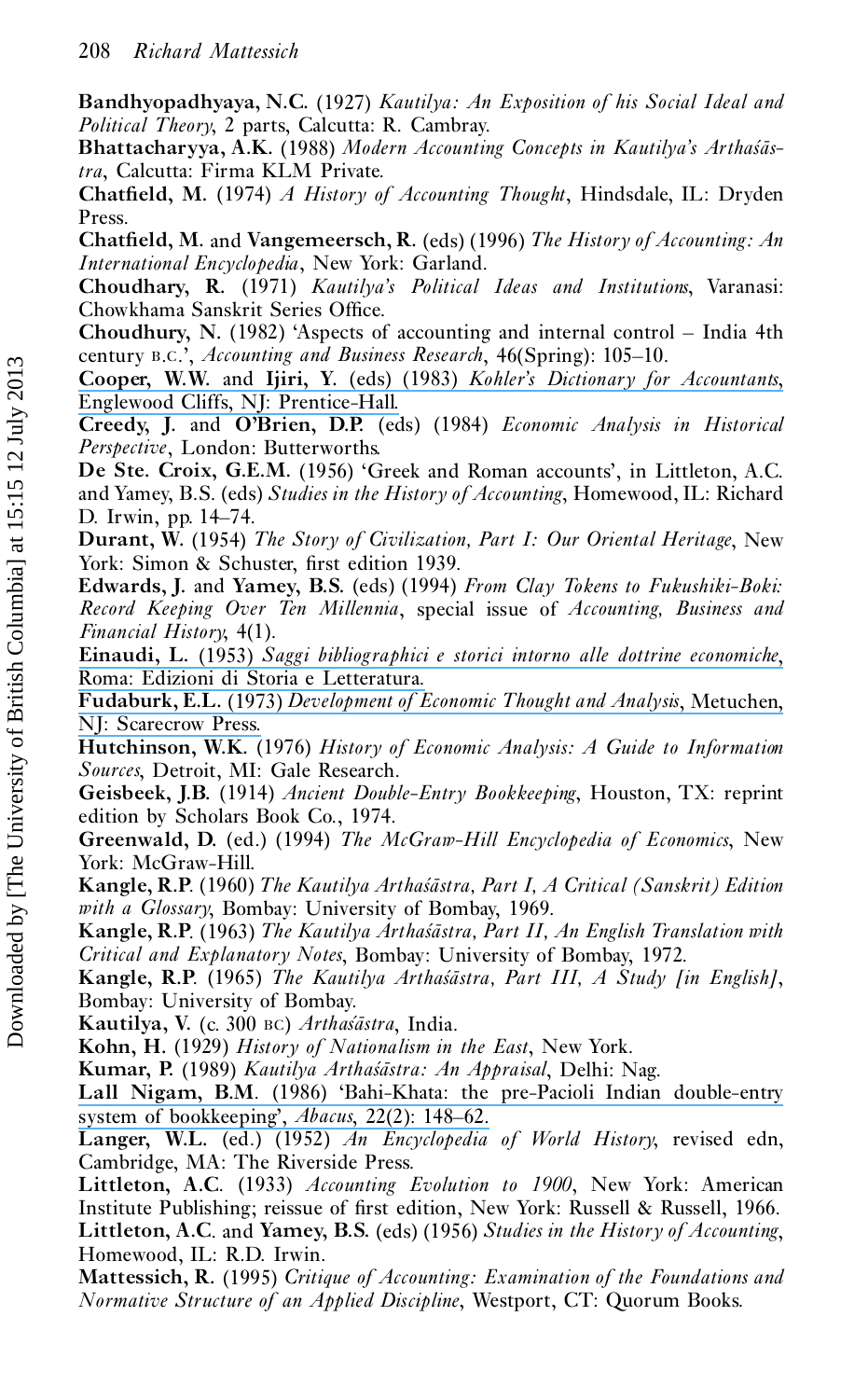**Bandhyopadhyaya, N.C.** (1927) *Kautilya: An Exposition of his Social Ideal and Political Theory*, 2 parts, Calcutta: R. Cambray.

**Bhattacharyya, A.K.** (1988) *Modern Accounting Concepts in Kautilya's Arthaśāstra*, Calcutta: Firma KLM Private.

**Chatfield, M.** (1974) *A History of Accounting Thought*, Hindsdale, IL: Dryden Press.

**Chatfield, M.** and **Vangemeersch, R.** (eds) (1996) *The History of Accounting: An International Encyclopedia*, New York: Garland.

**Choudhary, R.** (1971) *Kautilya's Political Ideas and Institutions*, Varanasi: Chowkhama Sanskrit Series Office.

**Choudhury, N.** (1982) 'Aspects of accounting and internal control – India 4th century B.C.', *Accounting and Business Research*, 46(Spring): 105–10.

**Cooper, W.W.** and **Ijiri, Y.** (eds) (1983) *Kohler's Dictionary for Accountants*, Englewood Cliffs, NJ: Prentice-Hall.

**Creedy, J.** and **O'Brien, D.P.** (eds) (1984) *Economic Analysis in Historical Perspective*, London: Butterworths.

**De Ste. Croix, G.E.M.** (1956) 'Greek and Roman accounts', in Littleton, A.C. and Yamey, B.S. (eds) *Studies in the History of Accounting*, Homewood, IL: Richard D. Irwin, pp. 14–74.

**Durant, W.** (1954) *The Story of Civilization, Part I: Our Oriental Heritage*, New York: Simon & Schuster, first edition 1939.

**Edwards, J.** and **Yamey, B.S.** (eds) (1994) *From Clay Tokens to Fukushiki-Boki: Record Keeping Over Ten Millennia*, special issue of *Accounting, Business and Financial History*, 4(1).

**Einaudi, L.** (1953) *Saggi bibliografici e storici intorno alle dottrine economiche*, Roma: Edizioni di Storia e Letteratura.

**Fudaburk, E.L.** (1973) *Development of Economic Thought and Analysis*, Metuchen, NJ: Scarecrow Press.

**Hutchinson, W.K.** (1976) *History of Economic Analysis: A Guide to Information Sources*, Detroit, MI: Gale Research.

**Geisbeek, J.B.** (1914) *Ancient Double-Entry Bookkeeping*, Houston, TX: reprint edition by Scholars Book Co., 1974.

**Greenwald, D.** (ed.) (1994) *The McGraw-Hill Encyclopedia of Economics*, New York: McGraw-Hill.

**Kangle, R.P.** (1960) *The Kautilya Arthaśāstra, Part I, A Critical (Sanskrit) Edition with a Glossary*, Bombay: University of Bombay, 1969.

**Kangle, R.P.** (1963) *The Kautilya Arthaśāstra, Part II, An English Translation with Critical and Explanatory Notes*, Bombay: University of Bombay, 1972.

**Kangle, R.P.** (1965) *The Kautilya Arthaśāstra, Part III, A Study [in English]*, Bombay: University of Bombay.

**Kautilya, V.** (c. 300 BC) *Arthaśāstra*, India.

**Kohn, H.** (1929) *History of Nationalism in the East*, New York.

**Kumar, P.** (1989) *Kautilya Arthaśāstra: An Appraisal*, Delhi: Nag.

**Lall Nigam, B.M.** (1986) 'Bahi-Khata: the pre-Pacioli Indian double-entry system of bookkeeping', *Abacus*, 22(2): 148–62.

**Langer, W.L.** (ed.) (1952) *An Encyclopedia of World History*, revised edn, Cambridge, MA: The Riverside Press.

**Littleton, A.C.** (1933) *Accounting Evolution to 1900*, New York: American Institute Publishing; reissue of first edition, New York: Russell & Russell, 1966.

**Littleton, A.C.** and **Yamey, B.S.** (eds) (1956) *Studies in the History of Accounting*, Homewood, IL: R.D. Irwin.

**Mattessich, R.** (1995) *Critique of Accounting: Examination of the Foundations and Normative Structure of an Applied Discipline*, Westport, CT: Quorum Books.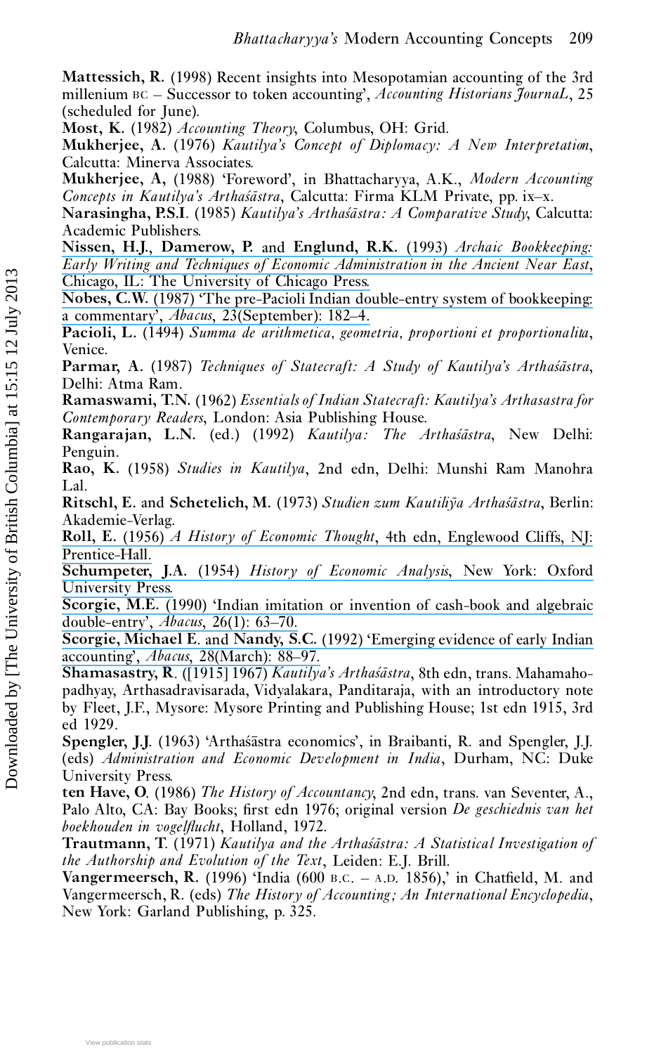**Mattessich, R.** (1998) Recent insights into Mesopotamian accounting of the 3rd millenium BC – Successor to token accounting', *Accounting Historians JournaL*, 25 (scheduled for June).

**Most, K.** (1982) *Accounting Theory*, Columbus, OH: Grid.

**Mukherjee, A.** (1976) *Kautilya's Concept of Diplomacy: A New Interpretation*, Calcutta: Minerva Associates.

**Mukherjee, A,** (1988) 'Foreword', in Bhattacharyya, A.K., *Modern Accounting Concepts in Kautilya's Arthaśāstra*, Calcutta: Firma KLM Private, pp. ix–x.

**Narasingha, P.S.I.** (1985) *Kautilya's Arthaśāstra: A Comparative Study*, Calcutta: Academic Publishers.

**Nissen, H.J.**, **Damerow, P.** and **Englund, R.K.** (1993) *Archaic Bookkeeping: Early Writing and Techniques of Economic Administration in the Ancient Near East*, Chicago, IL: The University of Chicago Press.

**Nobes, C.W.** (1987) 'The pre-Pacioli Indian double-entry system of bookkeeping: a commentary', *Abacus*, 23(September): 182–4.

**Pacioli, L.** (1494) *Summa de arithmetica, geometria, proportioni et proportionalita*, Venice.

**Parmar, A.** (1987) *Techniques of Statecraft: A Study of Kautilya's Arthaśāstra*, Delhi: Atma Ram.

**Ramaswami, T.N.** (1962) *Essentials of Indian Statecraft: Kautilya's Arthasastra for Contemporary Readers*, London: Asia Publishing House.

**Rangarajan, L.N.** (ed.) (1992) *Kautilya: The Arthaśāstra*, New Delhi: Penguin.

**Rao, K.** (1958) *Studies in Kautilya*, 2nd edn, Delhi: Munshi Ram Manohra Lal.

**Ritschl, E.** and **Schetelich, M.** (1973) *Studien zum Kautilīya Arthaśāstra*, Berlin: Akademie-Verlag.

**Roll, E.** (1956) *A History of Economic Thought*, 4th edn, Englewood Cliffs, NJ: Prentice-Hall.

**Schumpeter, J.A.** (1954) *History of Economic Analysis*, New York: Oxford University Press.

**Scorgie, M.E.** (1990) 'Indian imitation or invention of cash-book and algebraic double-entry', *Abacus*, 26(1): 63–70.

**Scorgie, Michael E.** and **Nandy, S.C.** (1992) 'Emerging evidence of early Indian accounting', *Abacus*, 28(March): 88–97.

**Shamasastry, R.** ([1915] 1967) *Kautilya's Arthaśāstra*, 8th edn, trans. Mahamahopadhyay, Arthasadravisarada, Vidyalakara, Panditaraja, with an introductory note by Fleet, J.F., Mysore: Mysore Printing and Publishing House; 1st edn 1915, 3rd ed 1929.

**Spengler, J.J.** (1963) 'Arthaśāstra economics', in Braibanti, R. and Spengler, J.J. (eds) *Administration and Economic Development in India*, Durham, NC: Duke University Press.

**ten Have, O.** (1986) *The History of Accountancy*, 2nd edn, trans. van Seventer, A., Palo Alto, CA: Bay Books; first edn 1976; original version *De geschiednis van het boekhouden in vogelflucht*, Holland, 1972.

**Trautmann, T.** (1971) *Kautilya and the Arthaśāstra: A Statistical Investigation of the Authorship and Evolution of the Text*, Leiden: E.J. Brill.

**Vangermeersch, R.** (1996) 'India (600 B.C. – A.D. 1856),' in Chatfield, M. and Vangermeersch, R. (eds) *The History of Accounting; An International Encyclopedia*, New York: Garland Publishing, p. 325.